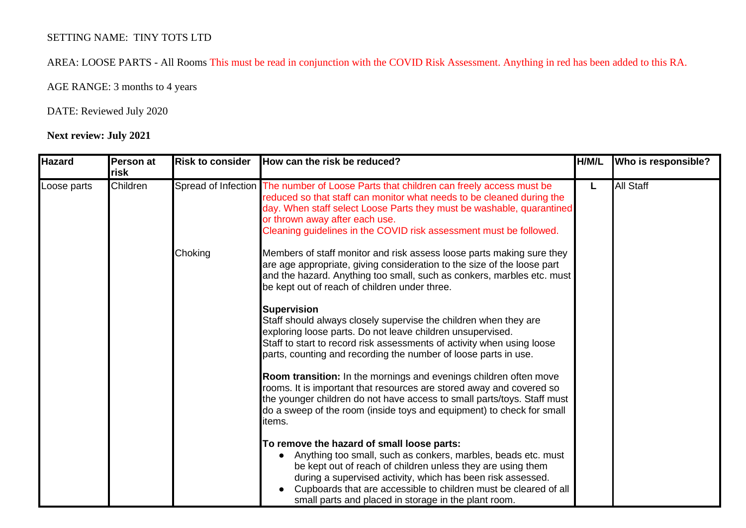SETTING NAME: TINY TOTS LTD

AREA: LOOSE PARTS - All Rooms This must be read in conjunction with the COVID Risk Assessment. Anything in red has been added to this RA.

AGE RANGE: 3 months to 4 years

DATE: Reviewed July 2020

**Next review: July 2021**

| **Hazard** | **Person at risk** | **Risk to consider** | **How can the risk be reduced?** | **H/M/L** | **Who is responsible?** |
|---|---|---|---|---|---|
| Loose parts | Children | Spread of Infection | The number of Loose Parts that children can freely access must be reduced so that staff can monitor what needs to be cleaned during the day. When staff select Loose Parts they must be washable, quarantined or thrown away after each use.<br>Cleaning guidelines in the COVID risk assessment must be followed. | L | All Staff |
| | | Choking | Members of staff monitor and risk assess loose parts making sure they are age appropriate, giving consideration to the size of the loose part and the hazard. Anything too small, such as conkers, marbles etc. must be kept out of reach of children under three.<br><br>**Supervision**<br>Staff should always closely supervise the children when they are exploring loose parts. Do not leave children unsupervised.<br>Staff to start to record risk assessments of activity when using loose parts, counting and recording the number of loose parts in use.<br><br>**Room transition:** In the mornings and evenings children often move rooms. It is important that resources are stored away and covered so the younger children do not have access to small parts/toys. Staff must do a sweep of the room (inside toys and equipment) to check for small items.<br><br>**To remove the hazard of small loose parts:**<br>• Anything too small, such as conkers, marbles, beads etc. must be kept out of reach of children unless they are using them during a supervised activity, which has been risk assessed.<br>• Cupboards that are accessible to children must be cleared of all small parts and placed in storage in the plant room. | | |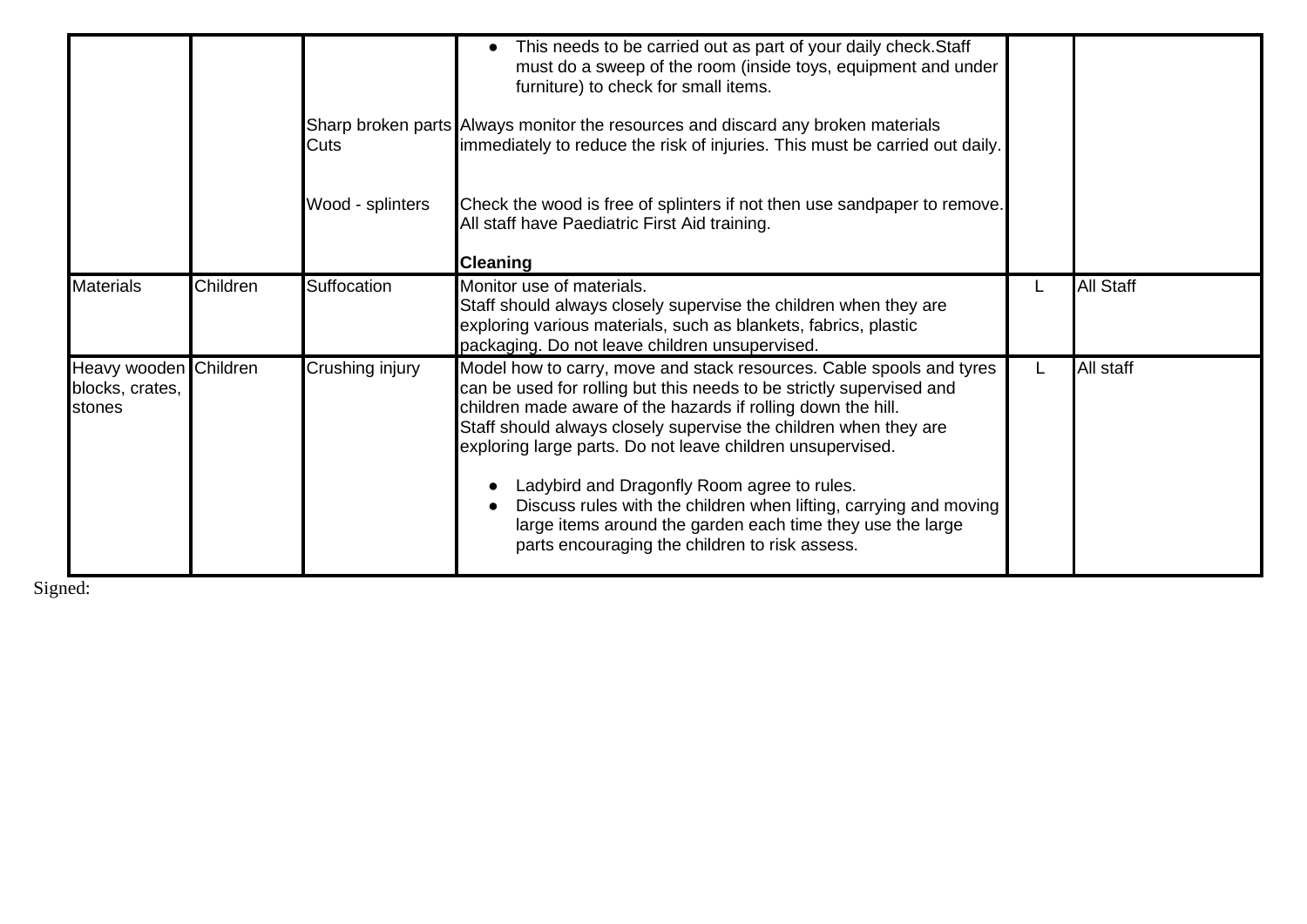| | | | | | |
|---|---|---|---|---|---|
| | | | • This needs to be carried out as part of your daily check.Staff must do a sweep of the room (inside toys, equipment and under furniture) to check for small items.<br><br>Always monitor the resources and discard any broken materials immediately to reduce the risk of injuries. This must be carried out daily.<br><br>Check the wood is free of splinters if not then use sandpaper to remove. All staff have Paediatric First Aid training.<br><br>**Cleaning** | | |
| | | Sharp broken parts Cuts<br><br>Wood - splinters | | | |
| Materials | Children | Suffocation | Monitor use of materials.<br>Staff should always closely supervise the children when they are exploring various materials, such as blankets, fabrics, plastic packaging. Do not leave children unsupervised. | L | All Staff |
| Heavy wooden blocks, crates, stones | Children | Crushing injury | Model how to carry, move and stack resources. Cable spools and tyres can be used for rolling but this needs to be strictly supervised and children made aware of the hazards if rolling down the hill.<br>Staff should always closely supervise the children when they are exploring large parts. Do not leave children unsupervised.<br><br>• Ladybird and Dragonfly Room agree to rules.<br>• Discuss rules with the children when lifting, carrying and moving large items around the garden each time they use the large parts encouraging the children to risk assess. | L | All staff |

Signed: